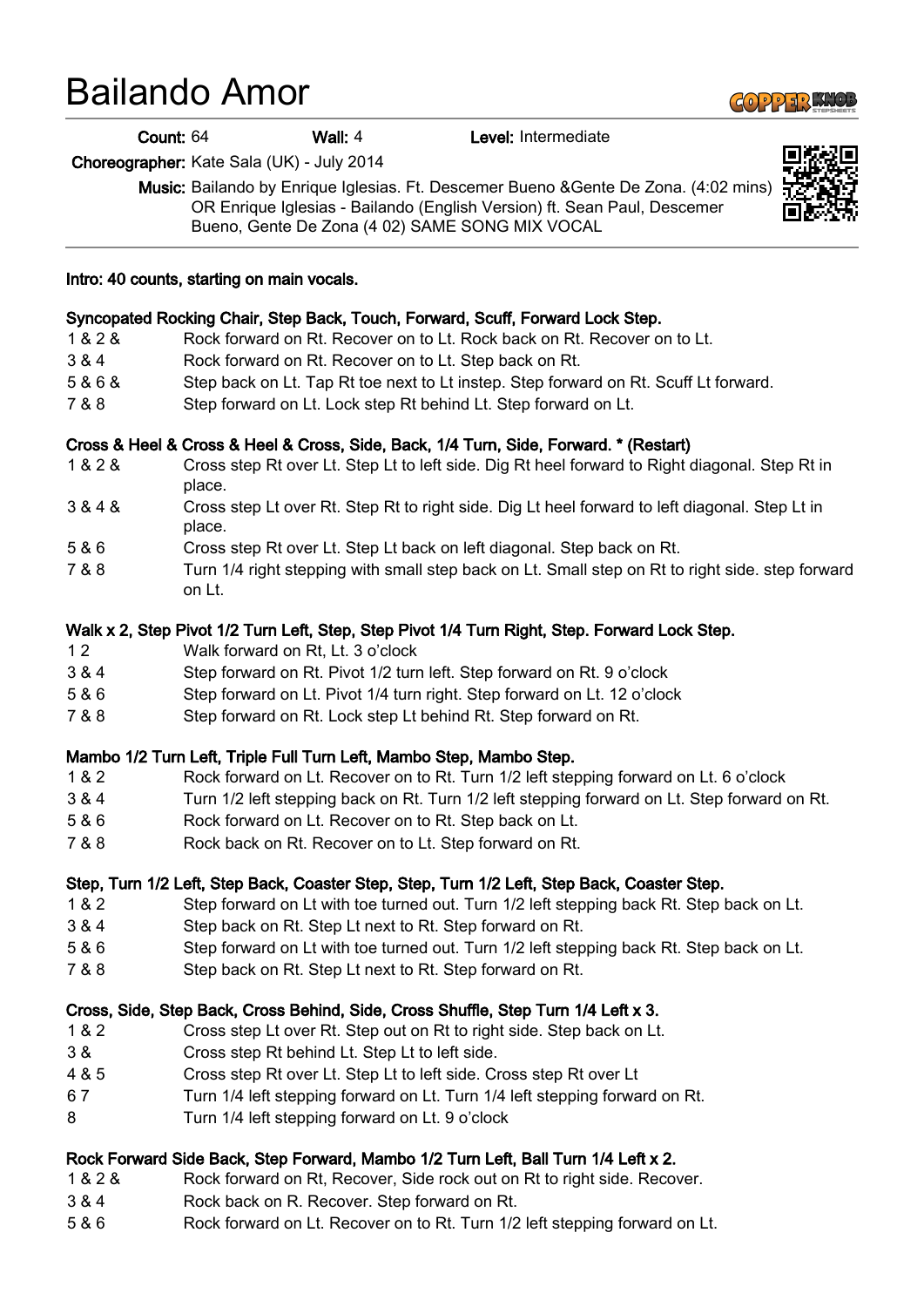# Bailando Amor

**Count:** 64 **Wall:** 4 **Level:** Intermediate

**Choreographer:** Kate Sala (UK) - July 2014

**Music:** Bailando by Enrique Iglesias. Ft. Descemer Bueno &Gente De Zona. (4:02 mins) OR Enrique Iglesias - Bailando (English Version) ft. Sean Paul, Descemer Bueno, Gente De Zona (4 02) SAME SONG MIX VOCAL

**Intro: 40 counts, starting on main vocals.**

**Syncopated Rocking Chair, Step Back, Touch, Forward, Scuff, Forward Lock Step.**

| | |
|---|---|
| 1 & 2 & | Rock forward on Rt. Recover on to Lt. Rock back on Rt. Recover on to Lt. |
| 3 & 4 | Rock forward on Rt. Recover on to Lt. Step back on Rt. |
| 5 & 6 & | Step back on Lt. Tap Rt toe next to Lt instep. Step forward on Rt. Scuff Lt forward. |
| 7 & 8 | Step forward on Lt. Lock step Rt behind Lt. Step forward on Lt. |

**Cross & Heel & Cross & Heel & Cross, Side, Back, 1/4 Turn, Side, Forward. * (Restart)**

| | |
|---|---|
| 1 & 2 & | Cross step Rt over Lt. Step Lt to left side. Dig Rt heel forward to Right diagonal. Step Rt in place. |
| 3 & 4 & | Cross step Lt over Rt. Step Rt to right side. Dig Lt heel forward to left diagonal. Step Lt in place. |
| 5 & 6 | Cross step Rt over Lt. Step Lt back on left diagonal. Step back on Rt. |
| 7 & 8 | Turn 1/4 right stepping with small step back on Lt. Small step on Rt to right side. step forward on Lt. |

**Walk x 2, Step Pivot 1/2 Turn Left, Step, Step Pivot 1/4 Turn Right, Step. Forward Lock Step.**

| | |
|---|---|
| 1 2 | Walk forward on Rt, Lt. 3 o'clock |
| 3 & 4 | Step forward on Rt. Pivot 1/2 turn left. Step forward on Rt. 9 o'clock |
| 5 & 6 | Step forward on Lt. Pivot 1/4 turn right. Step forward on Lt. 12 o'clock |
| 7 & 8 | Step forward on Rt. Lock step Lt behind Rt. Step forward on Rt. |

**Mambo 1/2 Turn Left, Triple Full Turn Left, Mambo Step, Mambo Step.**

| | |
|---|---|
| 1 & 2 | Rock forward on Lt. Recover on to Rt. Turn 1/2 left stepping forward on Lt. 6 o'clock |
| 3 & 4 | Turn 1/2 left stepping back on Rt. Turn 1/2 left stepping forward on Lt. Step forward on Rt. |
| 5 & 6 | Rock forward on Lt. Recover on to Rt. Step back on Lt. |
| 7 & 8 | Rock back on Rt. Recover on to Lt. Step forward on Rt. |

**Step, Turn 1/2 Left, Step Back, Coaster Step, Step, Turn 1/2 Left, Step Back, Coaster Step.**

| | |
|---|---|
| 1 & 2 | Step forward on Lt with toe turned out. Turn 1/2 left stepping back Rt. Step back on Lt. |
| 3 & 4 | Step back on Rt. Step Lt next to Rt. Step forward on Rt. |
| 5 & 6 | Step forward on Lt with toe turned out. Turn 1/2 left stepping back Rt. Step back on Lt. |
| 7 & 8 | Step back on Rt. Step Lt next to Rt. Step forward on Rt. |

**Cross, Side, Step Back, Cross Behind, Side, Cross Shuffle, Step Turn 1/4 Left x 3.**

| | |
|---|---|
| 1 & 2 | Cross step Lt over Rt. Step out on Rt to right side. Step back on Lt. |
| 3 & | Cross step Rt behind Lt. Step Lt to left side. |
| 4 & 5 | Cross step Rt over Lt. Step Lt to left side. Cross step Rt over Lt |
| 6 7 | Turn 1/4 left stepping forward on Lt. Turn 1/4 left stepping forward on Rt. |
| 8 | Turn 1/4 left stepping forward on Lt. 9 o'clock |

**Rock Forward Side Back, Step Forward, Mambo 1/2 Turn Left, Ball Turn 1/4 Left x 2.**

| | |
|---|---|
| 1 & 2 & | Rock forward on Rt, Recover, Side rock out on Rt to right side. Recover. |
| 3 & 4 | Rock back on R. Recover. Step forward on Rt. |
| 5 & 6 | Rock forward on Lt. Recover on to Rt. Turn 1/2 left stepping forward on Lt. |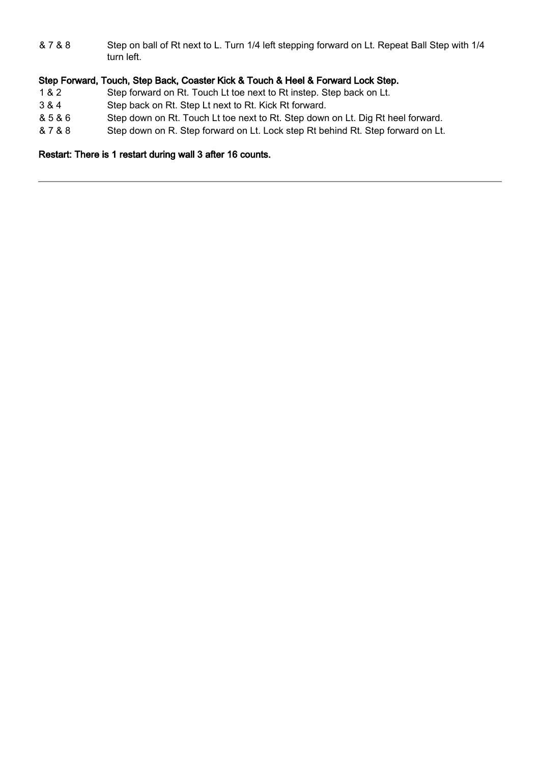& 7 & 8 Step on ball of Rt next to L. Turn 1/4 left stepping forward on Lt. Repeat Ball Step with 1/4 turn left.

### Step Forward, Touch, Step Back, Coaster Kick & Touch & Heel & Forward Lock Step.

| | |
|---|---|
| 1 & 2 | Step forward on Rt. Touch Lt toe next to Rt instep. Step back on Lt. |
| 3 & 4 | Step back on Rt. Step Lt next to Rt. Kick Rt forward. |
| & 5 & 6 | Step down on Rt. Touch Lt toe next to Rt. Step down on Lt. Dig Rt heel forward. |
| & 7 & 8 | Step down on R. Step forward on Lt. Lock step Rt behind Rt. Step forward on Lt. |

### Restart: There is 1 restart during wall 3 after 16 counts.

---